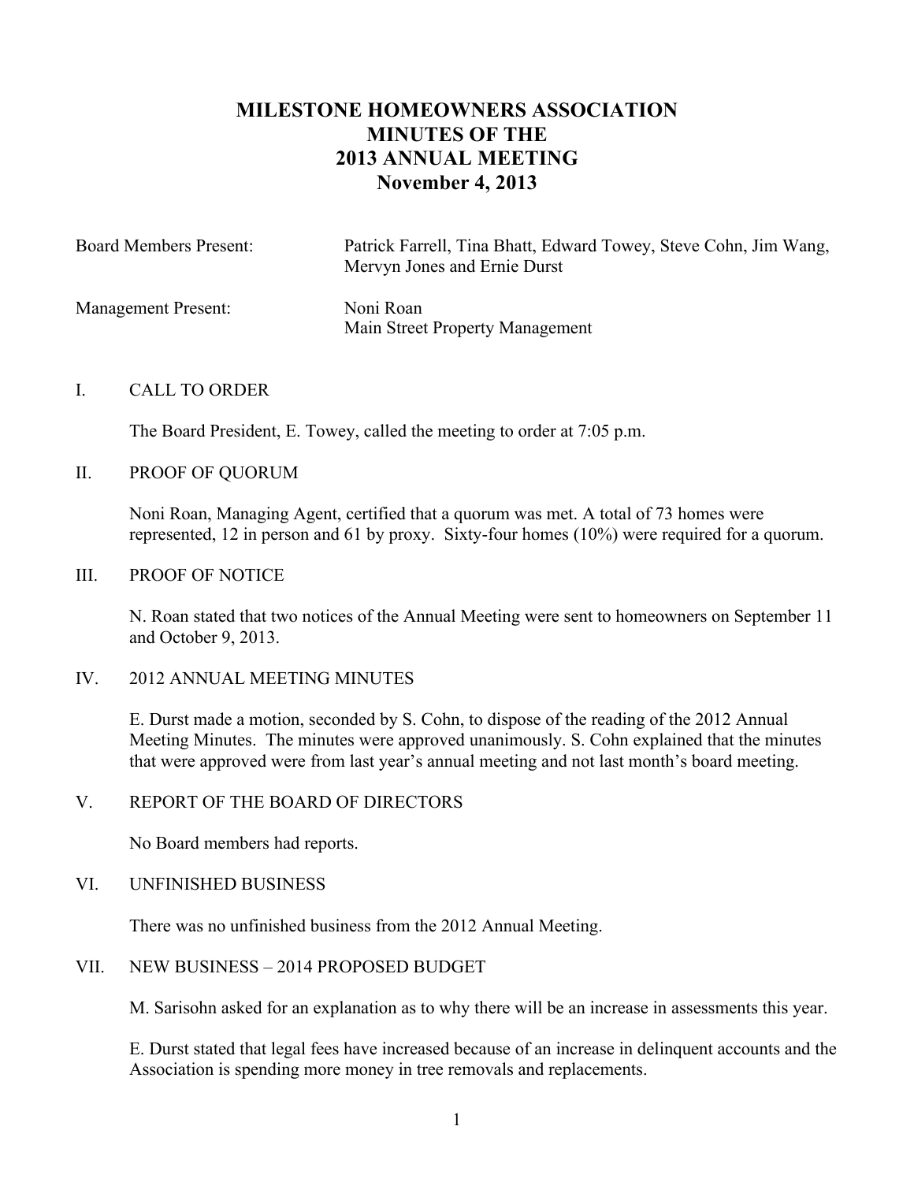# MILESTONE HOMEOWNERS ASSOCIATION
# MINUTES OF THE
# 2013 ANNUAL MEETING
# November 4, 2013

Board Members Present: Patrick Farrell, Tina Bhatt, Edward Towey, Steve Cohn, Jim Wang, Mervyn Jones and Ernie Durst

Management Present: Noni Roan
Main Street Property Management

## I. CALL TO ORDER

The Board President, E. Towey, called the meeting to order at 7:05 p.m.

## II. PROOF OF QUORUM

Noni Roan, Managing Agent, certified that a quorum was met. A total of 73 homes were represented, 12 in person and 61 by proxy. Sixty-four homes (10%) were required for a quorum.

## III. PROOF OF NOTICE

N. Roan stated that two notices of the Annual Meeting were sent to homeowners on September 11 and October 9, 2013.

## IV. 2012 ANNUAL MEETING MINUTES

E. Durst made a motion, seconded by S. Cohn, to dispose of the reading of the 2012 Annual Meeting Minutes. The minutes were approved unanimously. S. Cohn explained that the minutes that were approved were from last year's annual meeting and not last month's board meeting.

## V. REPORT OF THE BOARD OF DIRECTORS

No Board members had reports.

## VI. UNFINISHED BUSINESS

There was no unfinished business from the 2012 Annual Meeting.

## VII. NEW BUSINESS – 2014 PROPOSED BUDGET

M. Sarisohn asked for an explanation as to why there will be an increase in assessments this year.

E. Durst stated that legal fees have increased because of an increase in delinquent accounts and the Association is spending more money in tree removals and replacements.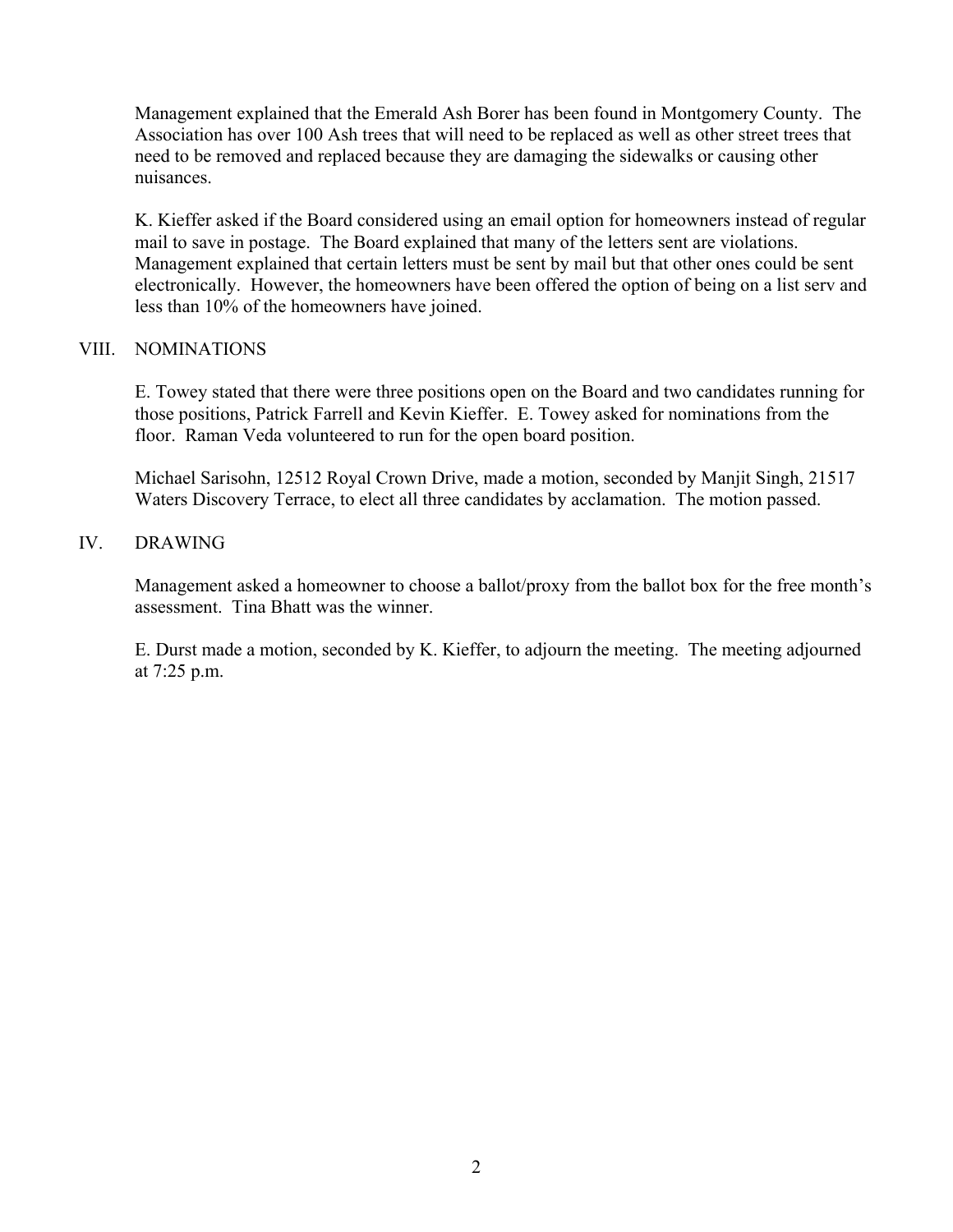Management explained that the Emerald Ash Borer has been found in Montgomery County. The Association has over 100 Ash trees that will need to be replaced as well as other street trees that need to be removed and replaced because they are damaging the sidewalks or causing other nuisances.

K. Kieffer asked if the Board considered using an email option for homeowners instead of regular mail to save in postage. The Board explained that many of the letters sent are violations. Management explained that certain letters must be sent by mail but that other ones could be sent electronically. However, the homeowners have been offered the option of being on a list serv and less than 10% of the homeowners have joined.

## VIII. NOMINATIONS

E. Towey stated that there were three positions open on the Board and two candidates running for those positions, Patrick Farrell and Kevin Kieffer. E. Towey asked for nominations from the floor. Raman Veda volunteered to run for the open board position.

Michael Sarisohn, 12512 Royal Crown Drive, made a motion, seconded by Manjit Singh, 21517 Waters Discovery Terrace, to elect all three candidates by acclamation. The motion passed.

## IV. DRAWING

Management asked a homeowner to choose a ballot/proxy from the ballot box for the free month's assessment. Tina Bhatt was the winner.

E. Durst made a motion, seconded by K. Kieffer, to adjourn the meeting. The meeting adjourned at 7:25 p.m.